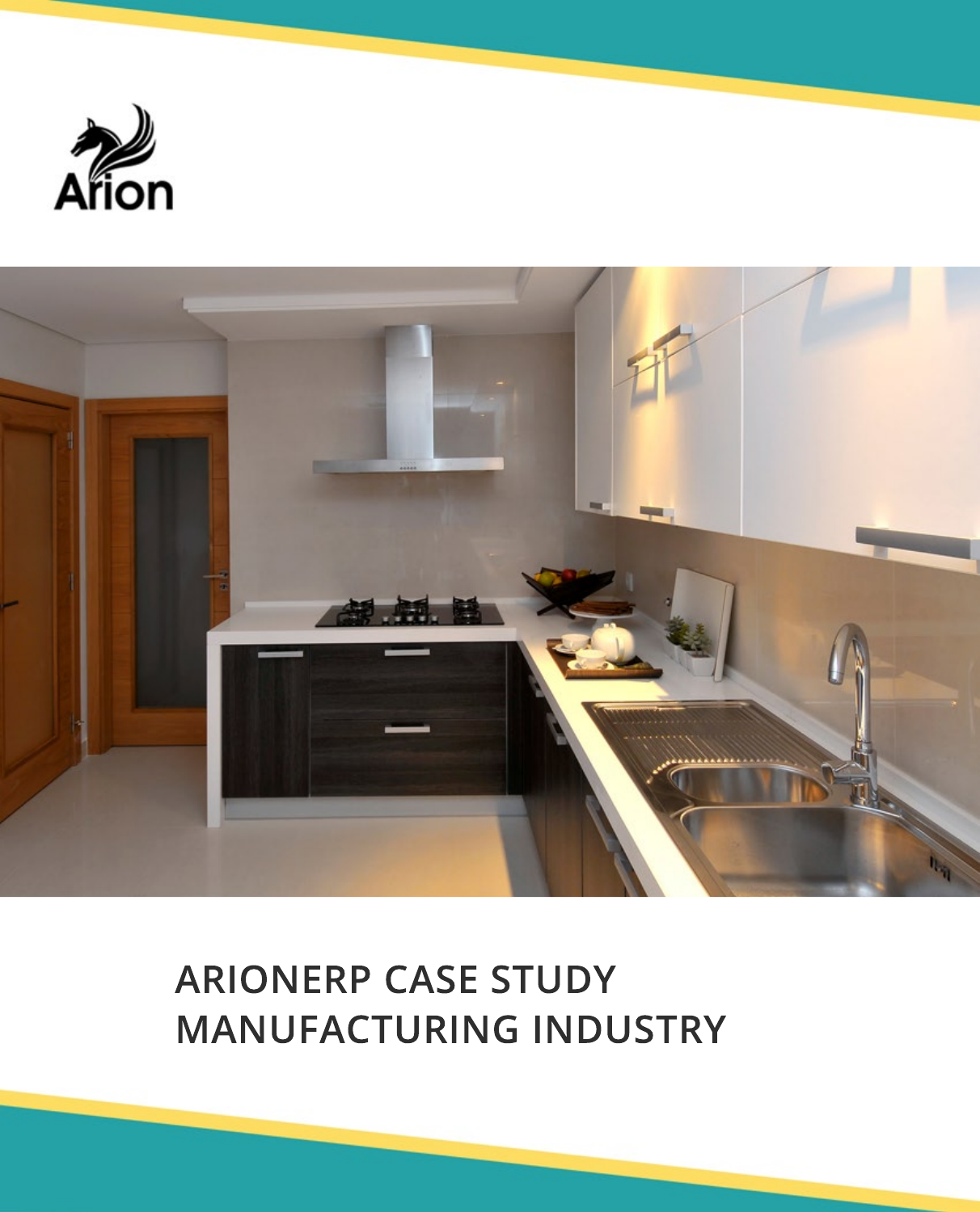Arion

# ARIONERP CASE STUDY
# MANUFACTURING INDUSTRY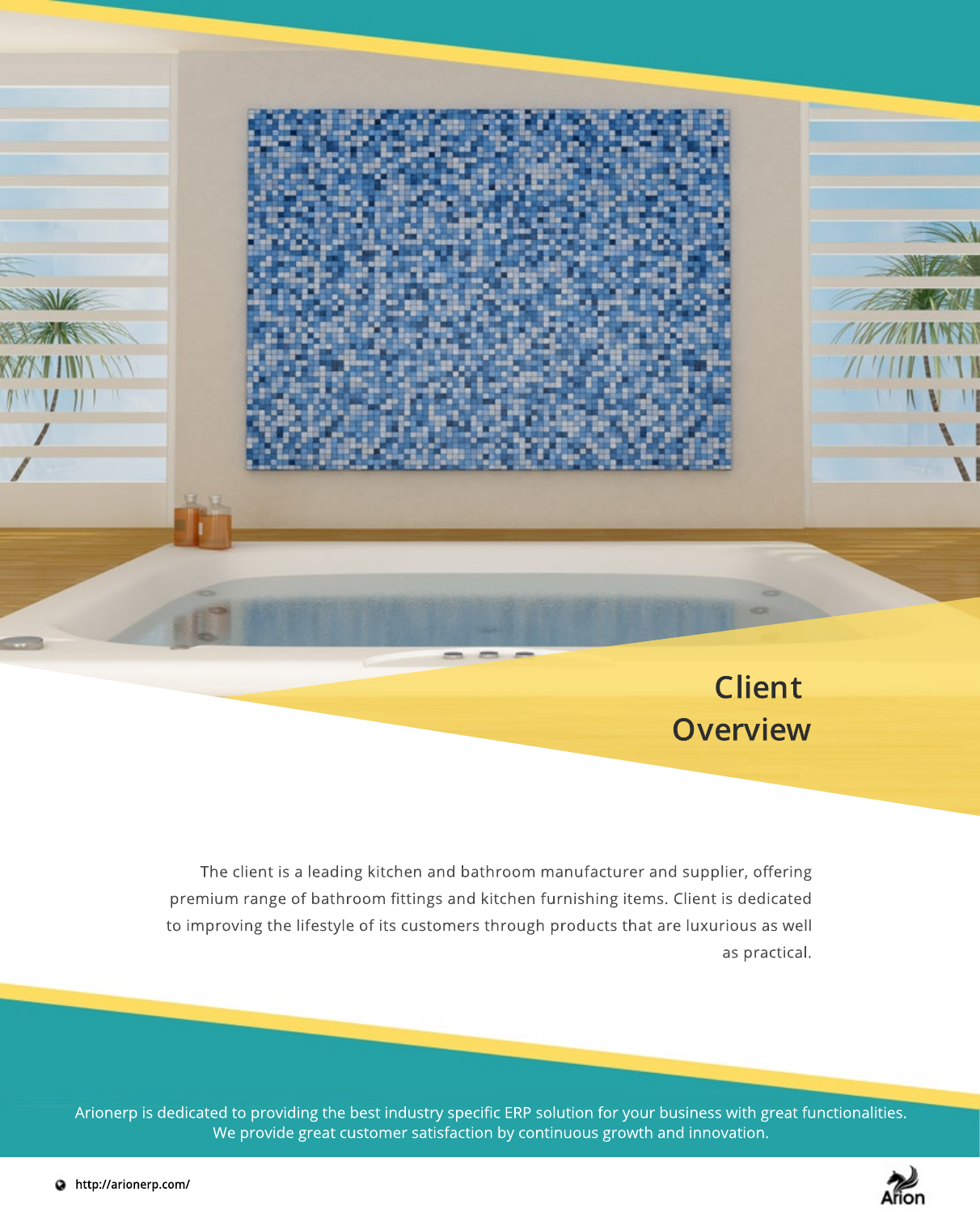# Client Overview

The client is a leading kitchen and bathroom manufacturer and supplier, offering premium range of bathroom fittings and kitchen furnishing items. Client is dedicated to improving the lifestyle of its customers through products that are luxurious as well as practical.

Arionerp is dedicated to providing the best industry specific ERP solution for your business with great functionalities. We provide great customer satisfaction by continuous growth and innovation.

http://arionerp.com/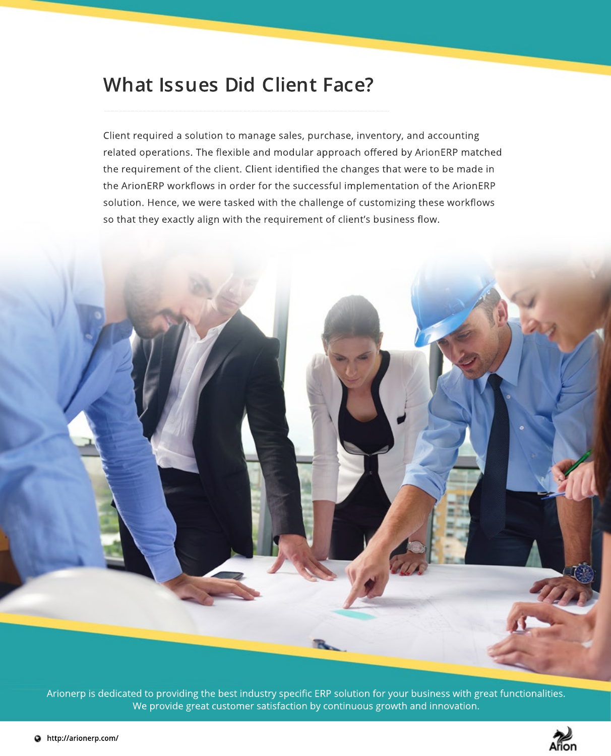## What Issues Did Client Face?

Client required a solution to manage sales, purchase, inventory, and accounting related operations. The flexible and modular approach offered by ArionERP matched the requirement of the client. Client identified the changes that were to be made in the ArionERP workflows in order for the successful implementation of the ArionERP solution. Hence, we were tasked with the challenge of customizing these workflows so that they exactly align with the requirement of client's business flow.

Arionerp is dedicated to providing the best industry specific ERP solution for your business with great functionalities. We provide great customer satisfaction by continuous growth and innovation.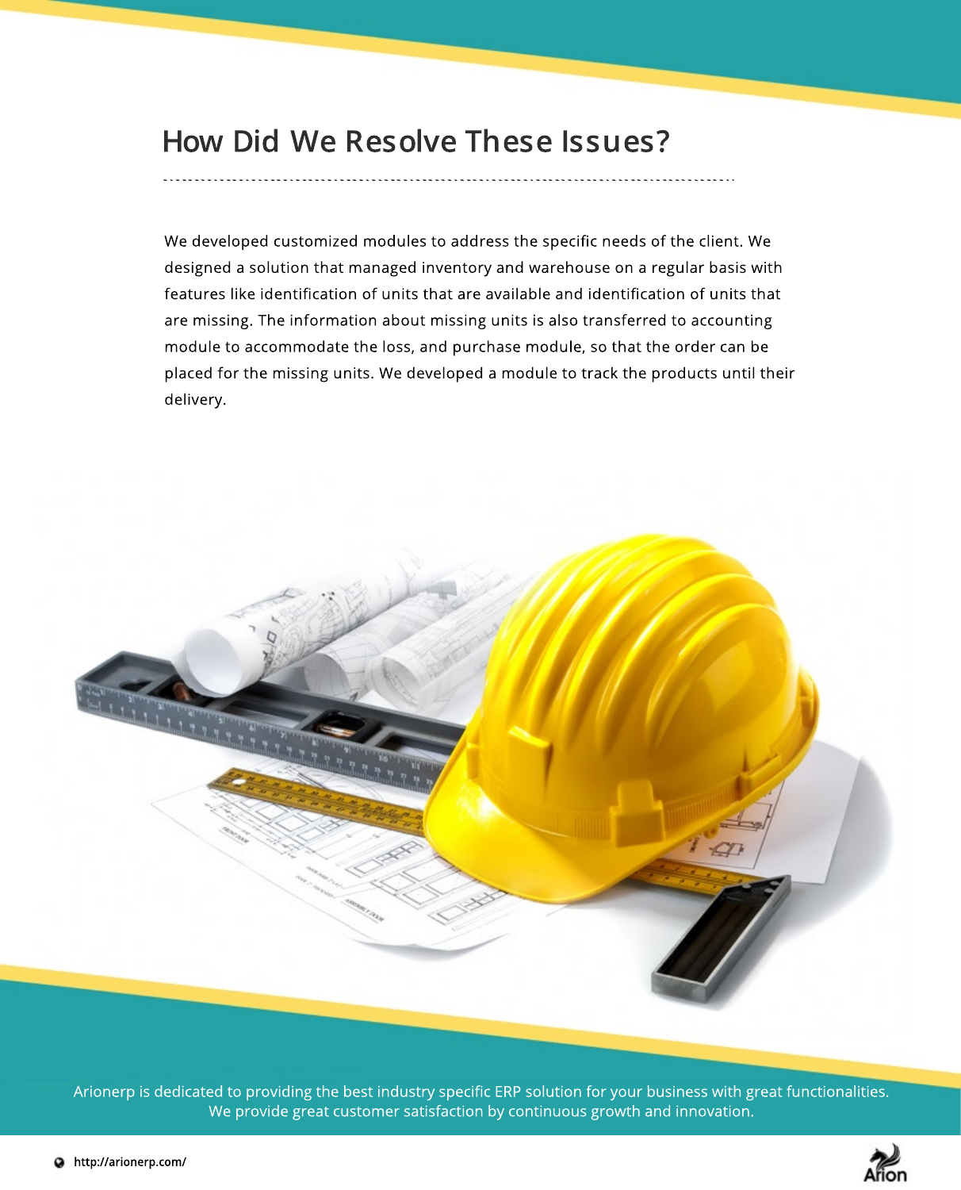## How Did We Resolve These Issues?

We developed customized modules to address the specific needs of the client. We designed a solution that managed inventory and warehouse on a regular basis with features like identification of units that are available and identification of units that are missing. The information about missing units is also transferred to accounting module to accommodate the loss, and purchase module, so that the order can be placed for the missing units. We developed a module to track the products until their delivery.

Arionerp is dedicated to providing the best industry specific ERP solution for your business with great functionalities. We provide great customer satisfaction by continuous growth and innovation.

http://arionerp.com/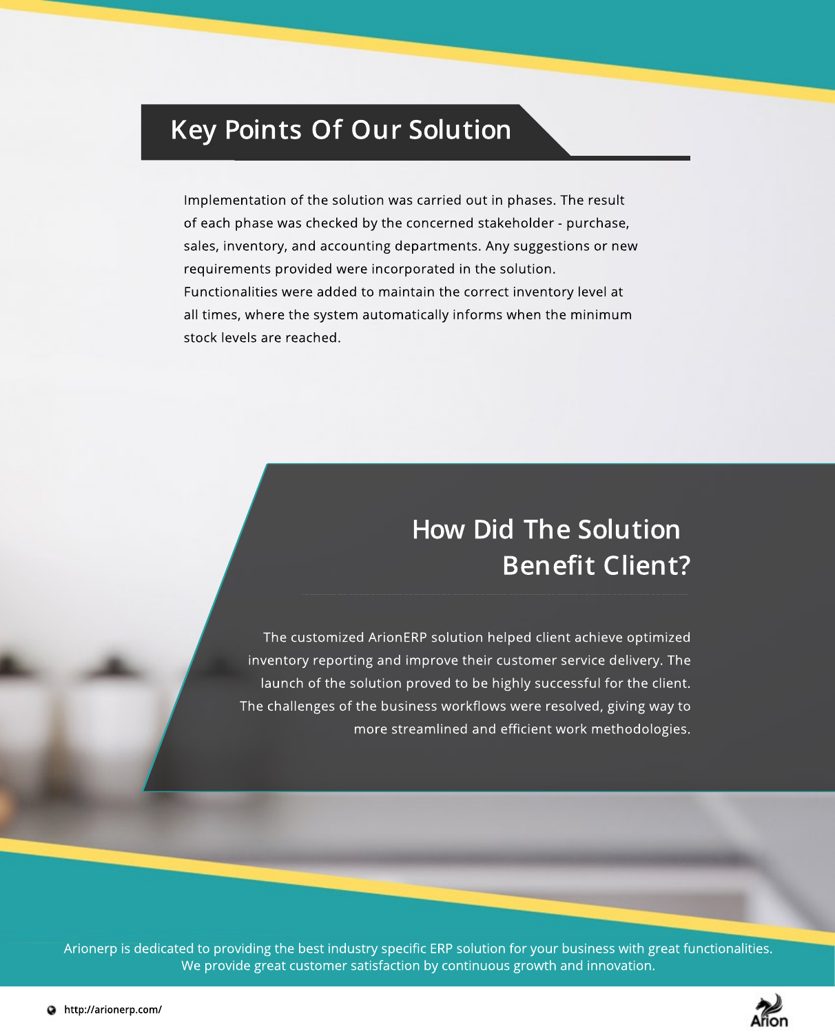## Key Points Of Our Solution

Implementation of the solution was carried out in phases. The result of each phase was checked by the concerned stakeholder - purchase, sales, inventory, and accounting departments. Any suggestions or new requirements provided were incorporated in the solution. Functionalities were added to maintain the correct inventory level at all times, where the system automatically informs when the minimum stock levels are reached.

## How Did The Solution Benefit Client?

The customized ArionERP solution helped client achieve optimized inventory reporting and improve their customer service delivery. The launch of the solution proved to be highly successful for the client. The challenges of the business workflows were resolved, giving way to more streamlined and efficient work methodologies.

Arionerp is dedicated to providing the best industry specific ERP solution for your business with great functionalities. We provide great customer satisfaction by continuous growth and innovation.

http://arionerp.com/